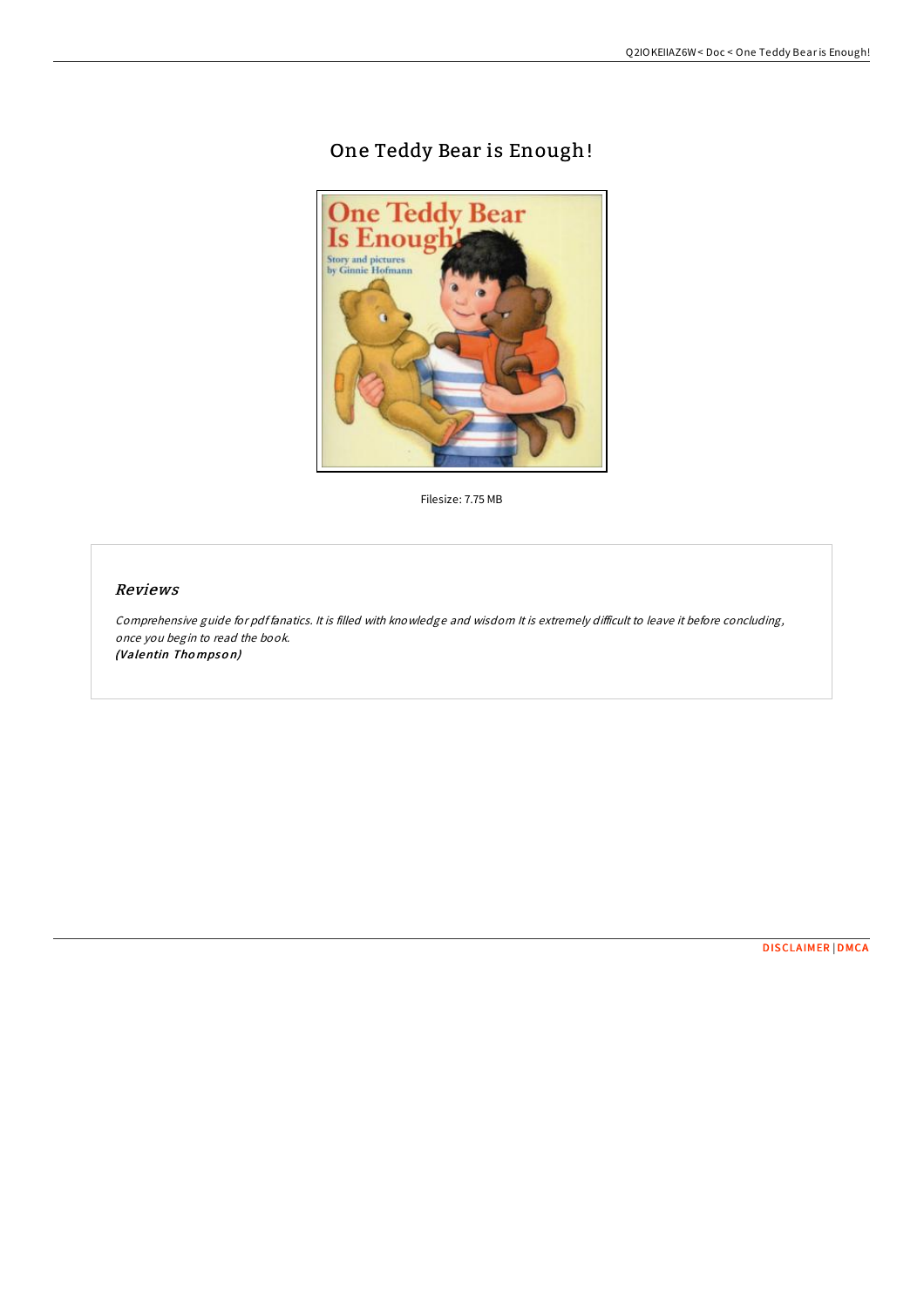# One Teddy Bear is Enough!

Filesize: 7.75 MB

## Reviews

*Comprehensive guide for pdf fanatics. It is filled with knowledge and wisdom It is extremely difficult to leave it before concluding, once you begin to read the book.*
***(Valentin Thompson)***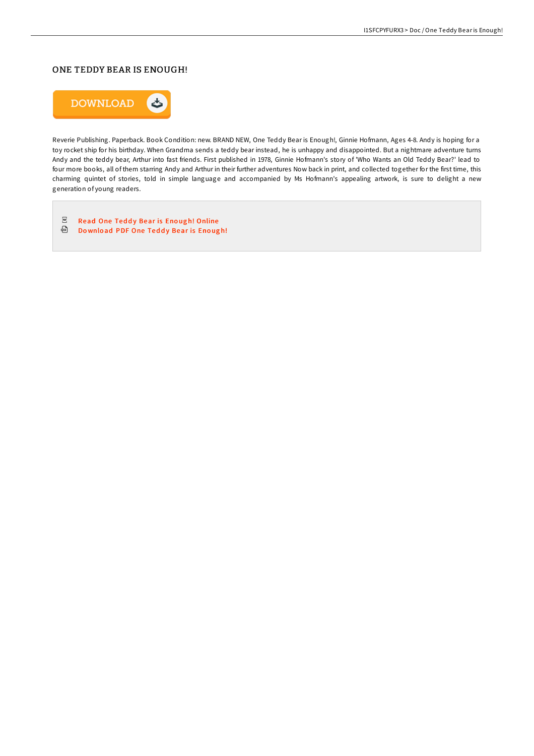# ONE TEDDY BEAR IS ENOUGH!

Reverie Publishing. Paperback. Book Condition: new. BRAND NEW, One Teddy Bear is Enough!, Ginnie Hofmann, Ages 4-8. Andy is hoping for a toy rocket ship for his birthday. When Grandma sends a teddy bear instead, he is unhappy and disappointed. But a nightmare adventure turns Andy and the teddy bear, Arthur into fast friends. First published in 1978, Ginnie Hofmann's story of 'Who Wants an Old Teddy Bear?' lead to four more books, all of them starring Andy and Arthur in their further adventures Now back in print, and collected together for the first time, this charming quintet of stories, told in simple language and accompanied by Ms Hofmann's appealing artwork, is sure to delight a new generation of young readers.

- Read One Teddy Bear is Enough! Online
- Download PDF One Teddy Bear is Enough!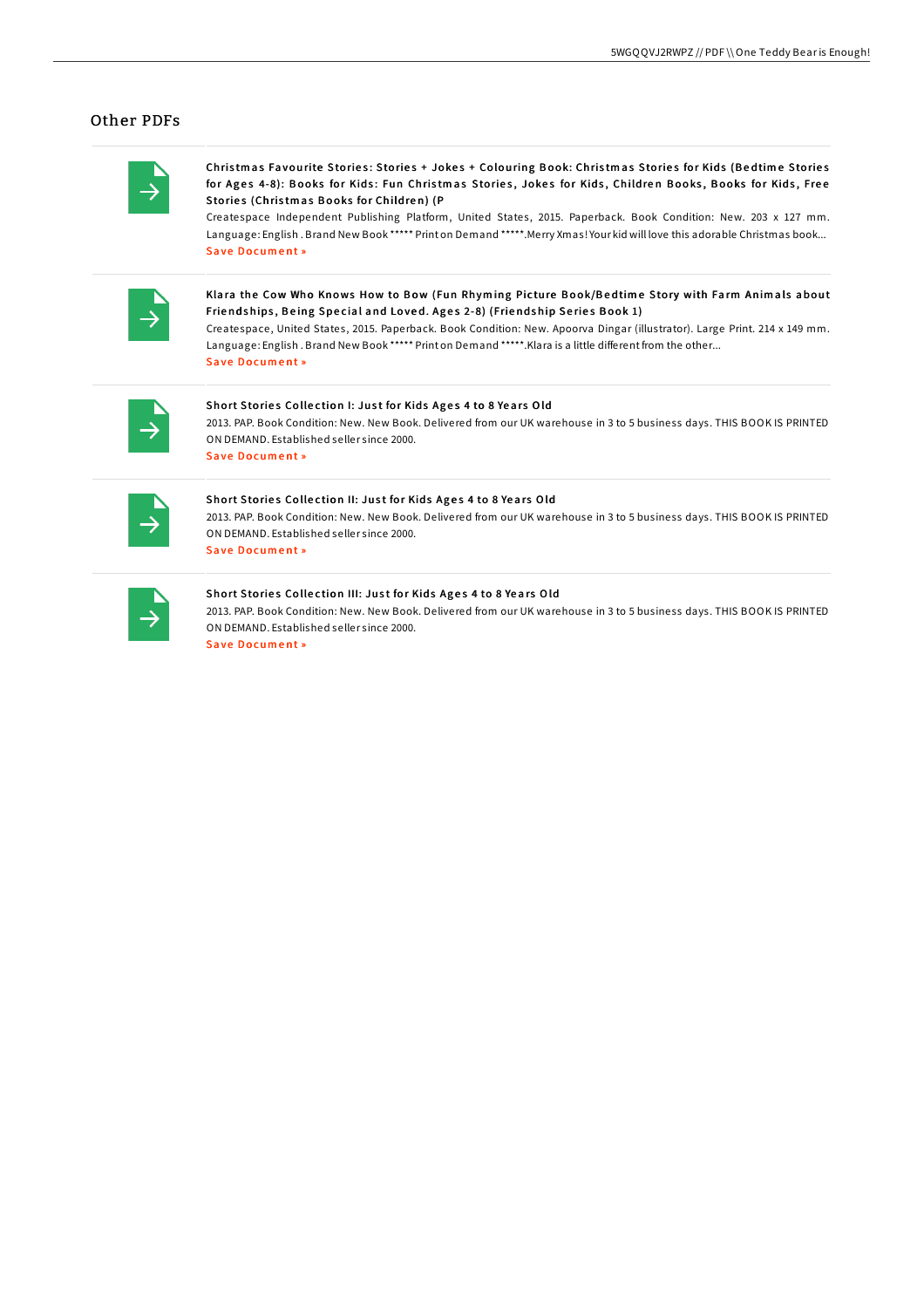## Other PDFs

**Christmas Favourite Stories: Stories + Jokes + Colouring Book: Christmas Stories for Kids (Bedtime Stories for Ages 4-8): Books for Kids: Fun Christmas Stories, Jokes for Kids, Children Books, Books for Kids, Free Stories (Christmas Books for Children) (P**

Createspace Independent Publishing Platform, United States, 2015. Paperback. Book Condition: New. 203 x 127 mm. Language: English . Brand New Book ***** Print on Demand *****.Merry Xmas! Your kid will love this adorable Christmas book...

Save Document »

**Klara the Cow Who Knows How to Bow (Fun Rhyming Picture Book/Bedtime Story with Farm Animals about Friendships, Being Special and Loved. Ages 2-8) (Friendship Series Book 1)**

Createspace, United States, 2015. Paperback. Book Condition: New. Apoorva Dingar (illustrator). Large Print. 214 x 149 mm. Language: English . Brand New Book ***** Print on Demand *****.Klara is a little different from the other...

Save Document »

**Short Stories Collection I: Just for Kids Ages 4 to 8 Years Old**

2013. PAP. Book Condition: New. New Book. Delivered from our UK warehouse in 3 to 5 business days. THIS BOOK IS PRINTED ON DEMAND. Established seller since 2000.

Save Document »

**Short Stories Collection II: Just for Kids Ages 4 to 8 Years Old**

2013. PAP. Book Condition: New. New Book. Delivered from our UK warehouse in 3 to 5 business days. THIS BOOK IS PRINTED ON DEMAND. Established seller since 2000.

Save Document »

**Short Stories Collection III: Just for Kids Ages 4 to 8 Years Old**

2013. PAP. Book Condition: New. New Book. Delivered from our UK warehouse in 3 to 5 business days. THIS BOOK IS PRINTED ON DEMAND. Established seller since 2000.

Save Document »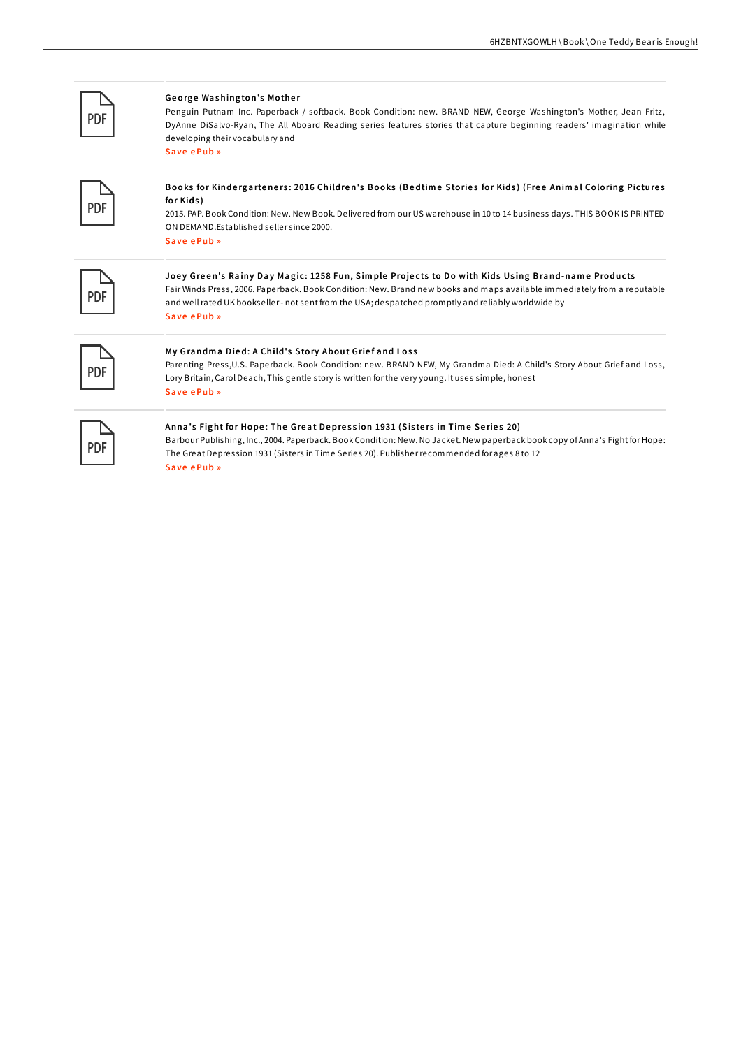### George Washington's Mother

Penguin Putnam Inc. Paperback / softback. Book Condition: new. BRAND NEW, George Washington's Mother, Jean Fritz, DyAnne DiSalvo-Ryan, The All Aboard Reading series features stories that capture beginning readers' imagination while developing their vocabulary and

Save ePub »

### Books for Kindergarteners: 2016 Children's Books (Bedtime Stories for Kids) (Free Animal Coloring Pictures for Kids)

2015. PAP. Book Condition: New. New Book. Delivered from our US warehouse in 10 to 14 business days. THIS BOOK IS PRINTED ON DEMAND.Established seller since 2000.

Save ePub »

### Joey Green's Rainy Day Magic: 1258 Fun, Simple Projects to Do with Kids Using Brand-name Products

Fair Winds Press, 2006. Paperback. Book Condition: New. Brand new books and maps available immediately from a reputable and well rated UK bookseller - not sent from the USA; despatched promptly and reliably worldwide by

Save ePub »

### My Grandma Died: A Child's Story About Grief and Loss

Parenting Press,U.S. Paperback. Book Condition: new. BRAND NEW, My Grandma Died: A Child's Story About Grief and Loss, Lory Britain, Carol Deach, This gentle story is written for the very young. It uses simple, honest

Save ePub »

### Anna's Fight for Hope: The Great Depression 1931 (Sisters in Time Series 20)

Barbour Publishing, Inc., 2004. Paperback. Book Condition: New. No Jacket. New paperback book copy of Anna's Fight for Hope: The Great Depression 1931 (Sisters in Time Series 20). Publisher recommended for ages 8 to 12

Save ePub »